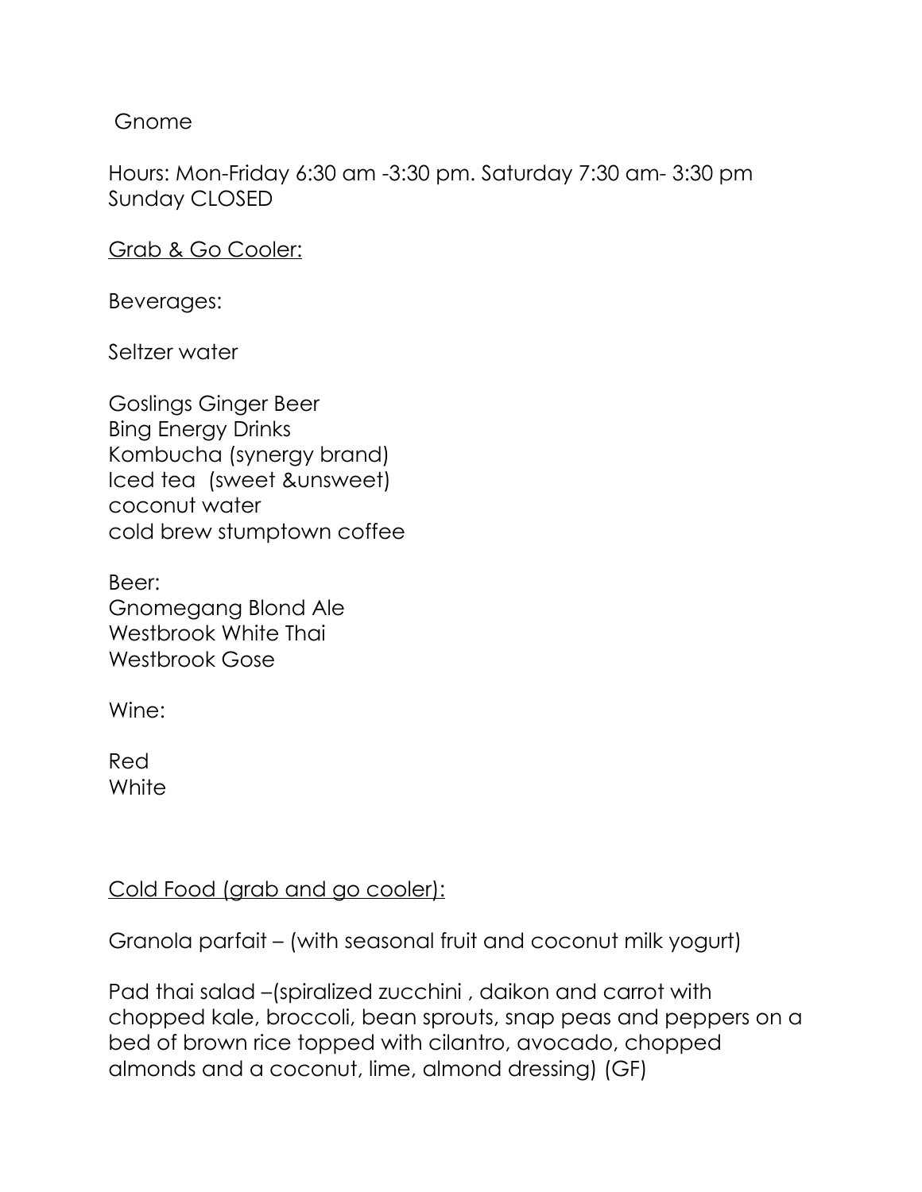# Gnome

Hours: Mon-Friday 6:30 am -3:30 pm. Saturday 7:30 am- 3:30 pm
Sunday CLOSED

<u>Grab & Go Cooler:</u>

Beverages:

Seltzer water

Goslings Ginger Beer
Bing Energy Drinks
Kombucha (synergy brand)
Iced tea (sweet &unsweet)
coconut water
cold brew stumptown coffee

Beer:
Gnomegang Blond Ale
Westbrook White Thai
Westbrook Gose

Wine:

Red
White

<u>Cold Food (grab and go cooler):</u>

Granola parfait – (with seasonal fruit and coconut milk yogurt)

Pad thai salad –(spiralized zucchini , daikon and carrot with chopped kale, broccoli, bean sprouts, snap peas and peppers on a bed of brown rice topped with cilantro, avocado, chopped almonds and a coconut, lime, almond dressing) (GF)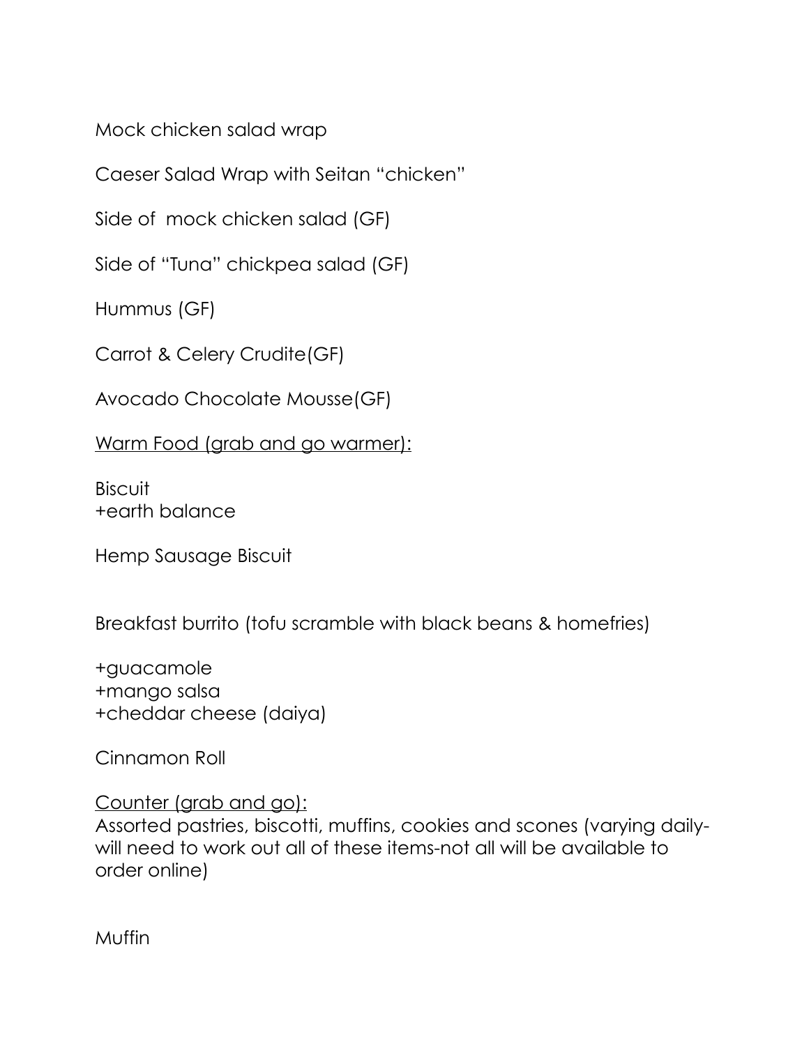Mock chicken salad wrap

Caeser Salad Wrap with Seitan “chicken”

Side of  mock chicken salad (GF)

Side of “Tuna” chickpea salad (GF)

Hummus (GF)

Carrot & Celery Crudite(GF)

Avocado Chocolate Mousse(GF)

<u>Warm Food (grab and go warmer):</u>

Biscuit
+earth balance

Hemp Sausage Biscuit

Breakfast burrito (tofu scramble with black beans & homefries)

+guacamole
+mango salsa
+cheddar cheese (daiya)

Cinnamon Roll

<u>Counter (grab and go):</u>
Assorted pastries, biscotti, muffins, cookies and scones (varying daily- will need to work out all of these items-not all will be available to order online)

Muffin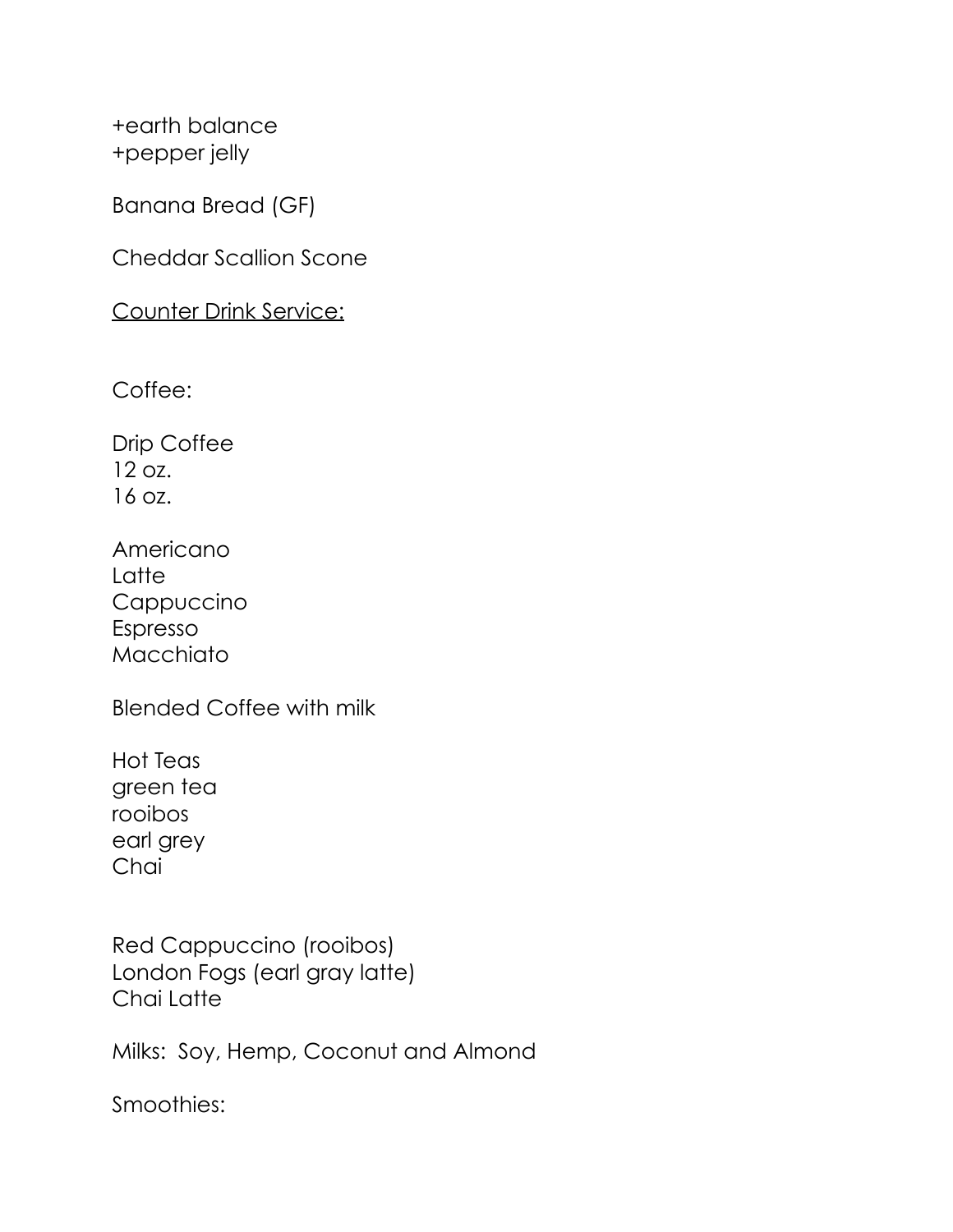+earth balance
+pepper jelly

Banana Bread (GF)

Cheddar Scallion Scone

<u>Counter Drink Service:</u>

Coffee:

Drip Coffee
12 oz.
16 oz.

Americano
Latte
Cappuccino
Espresso
Macchiato

Blended Coffee with milk

Hot Teas
green tea
rooibos
earl grey
Chai

Red Cappuccino (rooibos)
London Fogs (earl gray latte)
Chai Latte

Milks: Soy, Hemp, Coconut and Almond

Smoothies: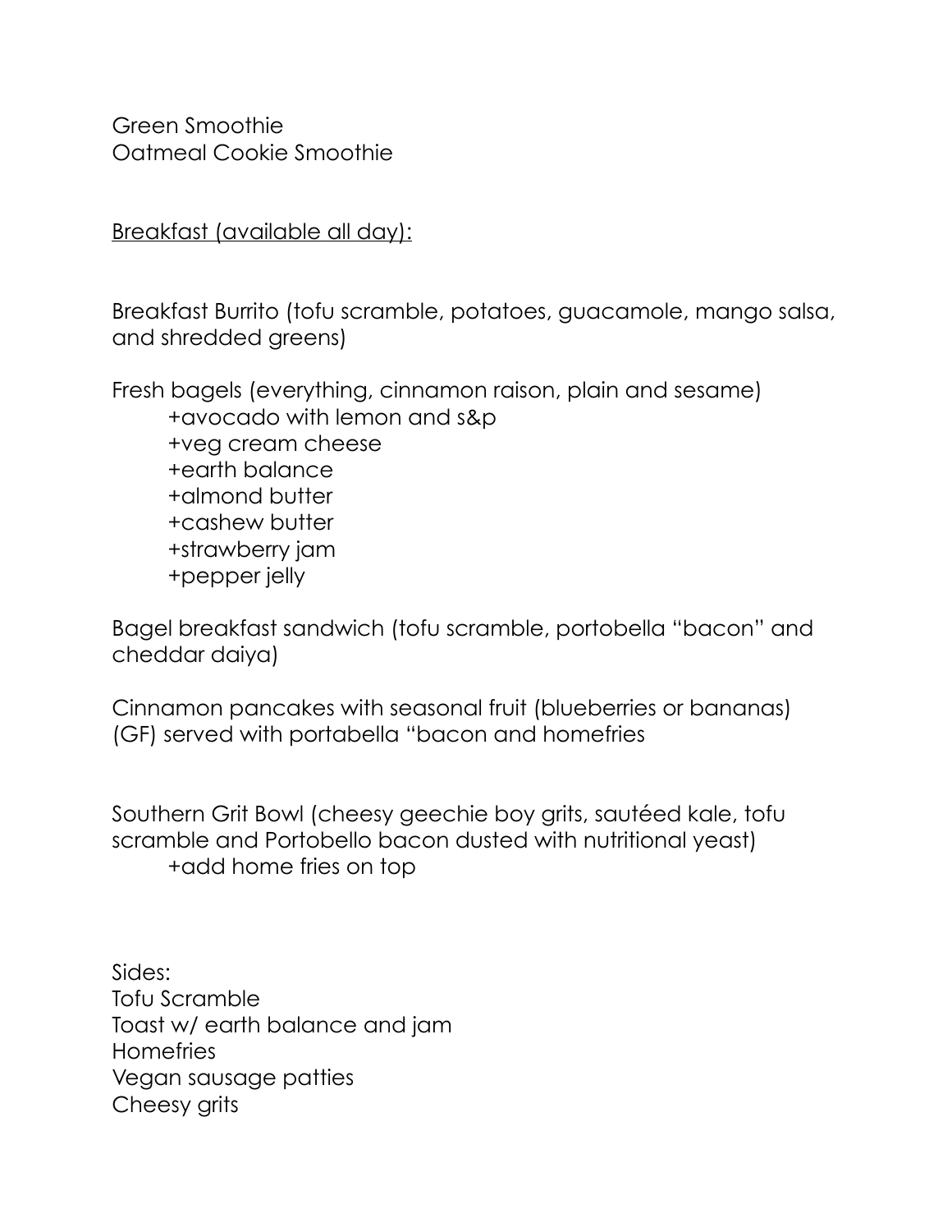Green Smoothie
Oatmeal Cookie Smoothie

<u>Breakfast (available all day):</u>

Breakfast Burrito (tofu scramble, potatoes, guacamole, mango salsa, and shredded greens)

Fresh bagels (everything, cinnamon raison, plain and sesame)
- +avocado with lemon and s&p
- +veg cream cheese
- +earth balance
- +almond butter
- +cashew butter
- +strawberry jam
- +pepper jelly

Bagel breakfast sandwich (tofu scramble, portobella "bacon" and cheddar daiya)

Cinnamon pancakes with seasonal fruit (blueberries or bananas) (GF) served with portabella "bacon and homefries

Southern Grit Bowl (cheesy geechie boy grits, sautéed kale, tofu scramble and Portobello bacon dusted with nutritional yeast)
- +add home fries on top

Sides:
Tofu Scramble
Toast w/ earth balance and jam
Homefries
Vegan sausage patties
Cheesy grits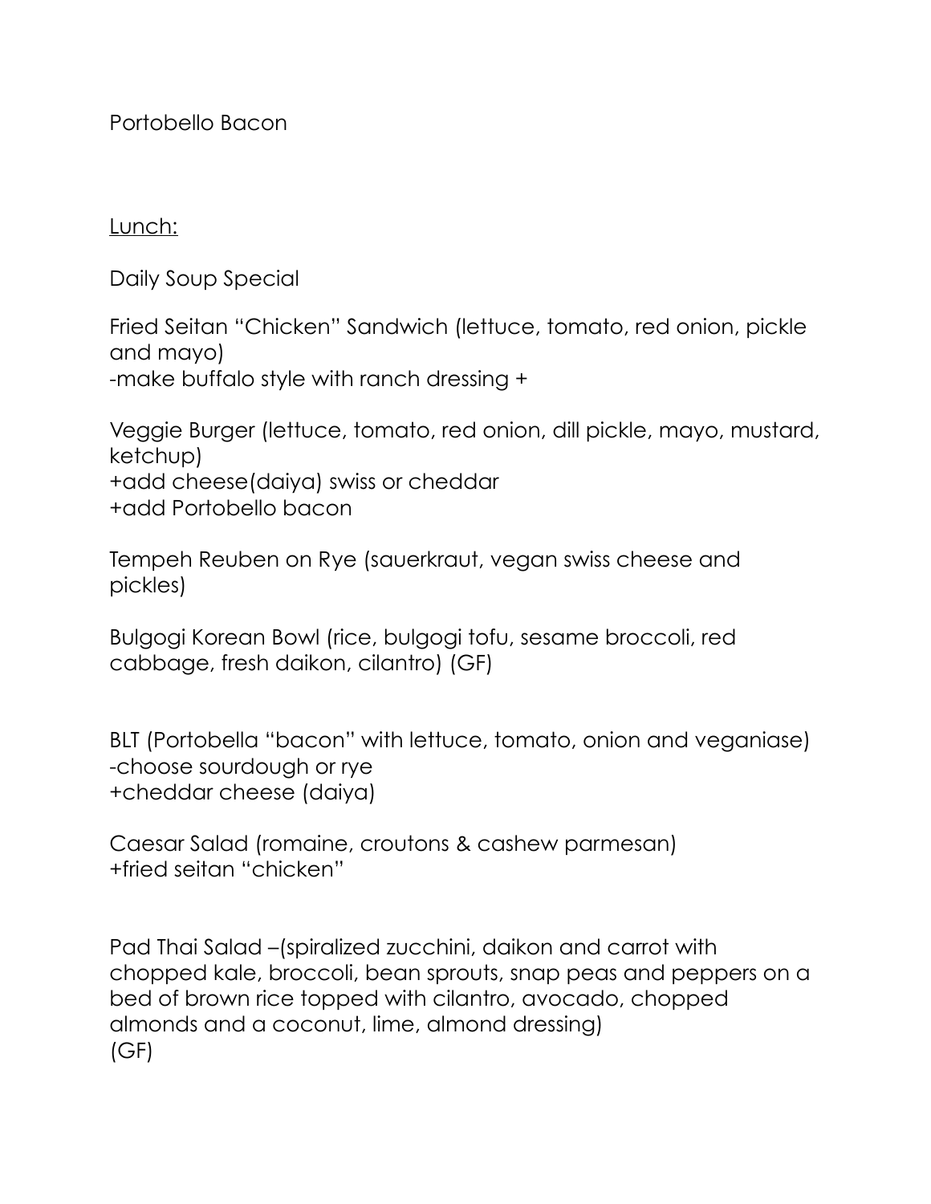Portobello Bacon

<u>Lunch:</u>

Daily Soup Special

Fried Seitan "Chicken" Sandwich (lettuce, tomato, red onion, pickle and mayo)
-make buffalo style with ranch dressing +

Veggie Burger (lettuce, tomato, red onion, dill pickle, mayo, mustard, ketchup)
+add cheese(daiya) swiss or cheddar
+add Portobello bacon

Tempeh Reuben on Rye (sauerkraut, vegan swiss cheese and pickles)

Bulgogi Korean Bowl (rice, bulgogi tofu, sesame broccoli, red cabbage, fresh daikon, cilantro) (GF)

BLT (Portobella "bacon" with lettuce, tomato, onion and veganiase)
-choose sourdough or rye
+cheddar cheese (daiya)

Caesar Salad (romaine, croutons & cashew parmesan)
+fried seitan "chicken"

Pad Thai Salad –(spiralized zucchini, daikon and carrot with chopped kale, broccoli, bean sprouts, snap peas and peppers on a bed of brown rice topped with cilantro, avocado, chopped almonds and a coconut, lime, almond dressing)
(GF)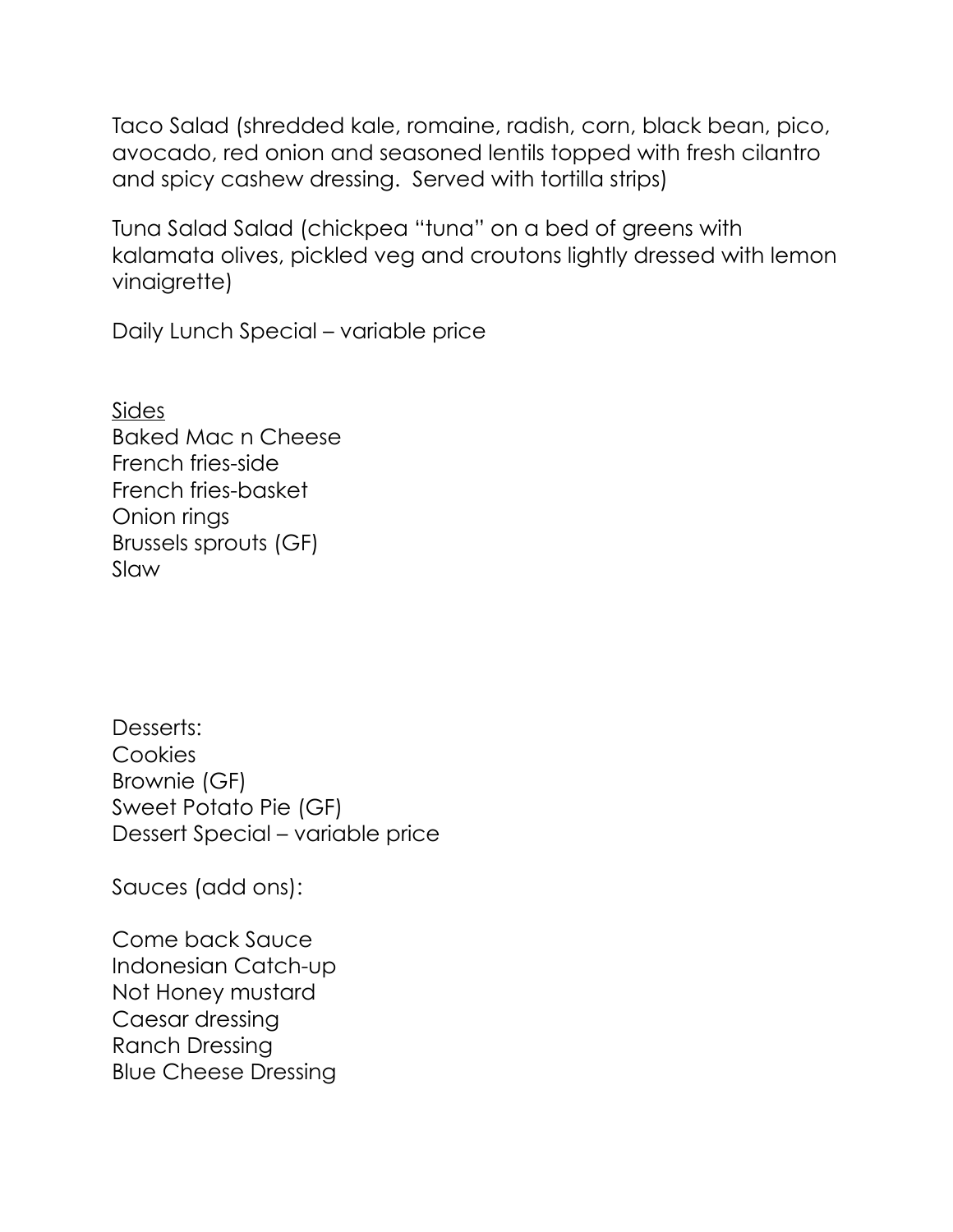Taco Salad (shredded kale, romaine, radish, corn, black bean, pico, avocado, red onion and seasoned lentils topped with fresh cilantro and spicy cashew dressing. Served with tortilla strips)

Tuna Salad Salad (chickpea "tuna" on a bed of greens with kalamata olives, pickled veg and croutons lightly dressed with lemon vinaigrette)

Daily Lunch Special – variable price

<u>Sides</u>
Baked Mac n Cheese
French fries-side
French fries-basket
Onion rings
Brussels sprouts (GF)
Slaw

Desserts:
Cookies
Brownie (GF)
Sweet Potato Pie (GF)
Dessert Special – variable price

Sauces (add ons):

Come back Sauce
Indonesian Catch-up
Not Honey mustard
Caesar dressing
Ranch Dressing
Blue Cheese Dressing